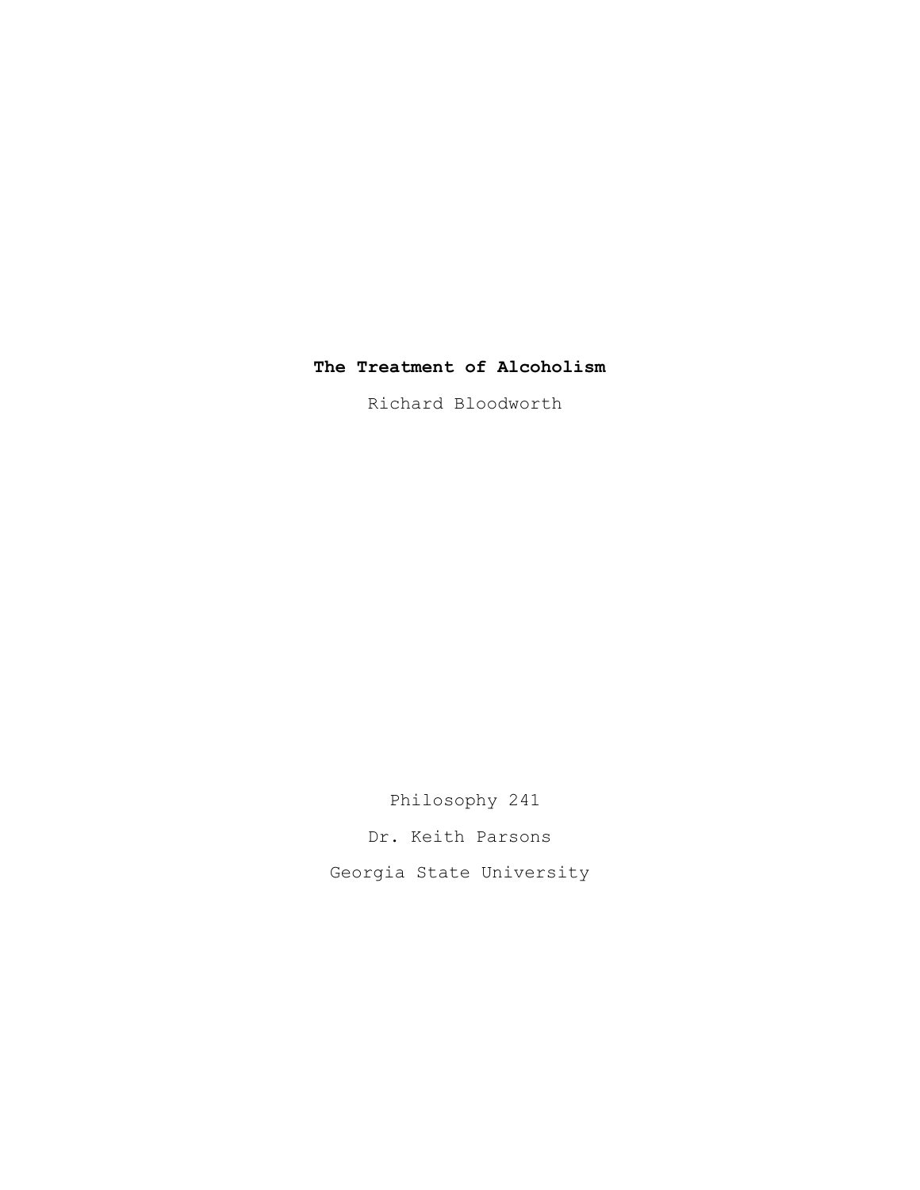# The Treatment of Alcoholism

Richard Bloodworth

Philosophy 241

Dr. Keith Parsons

Georgia State University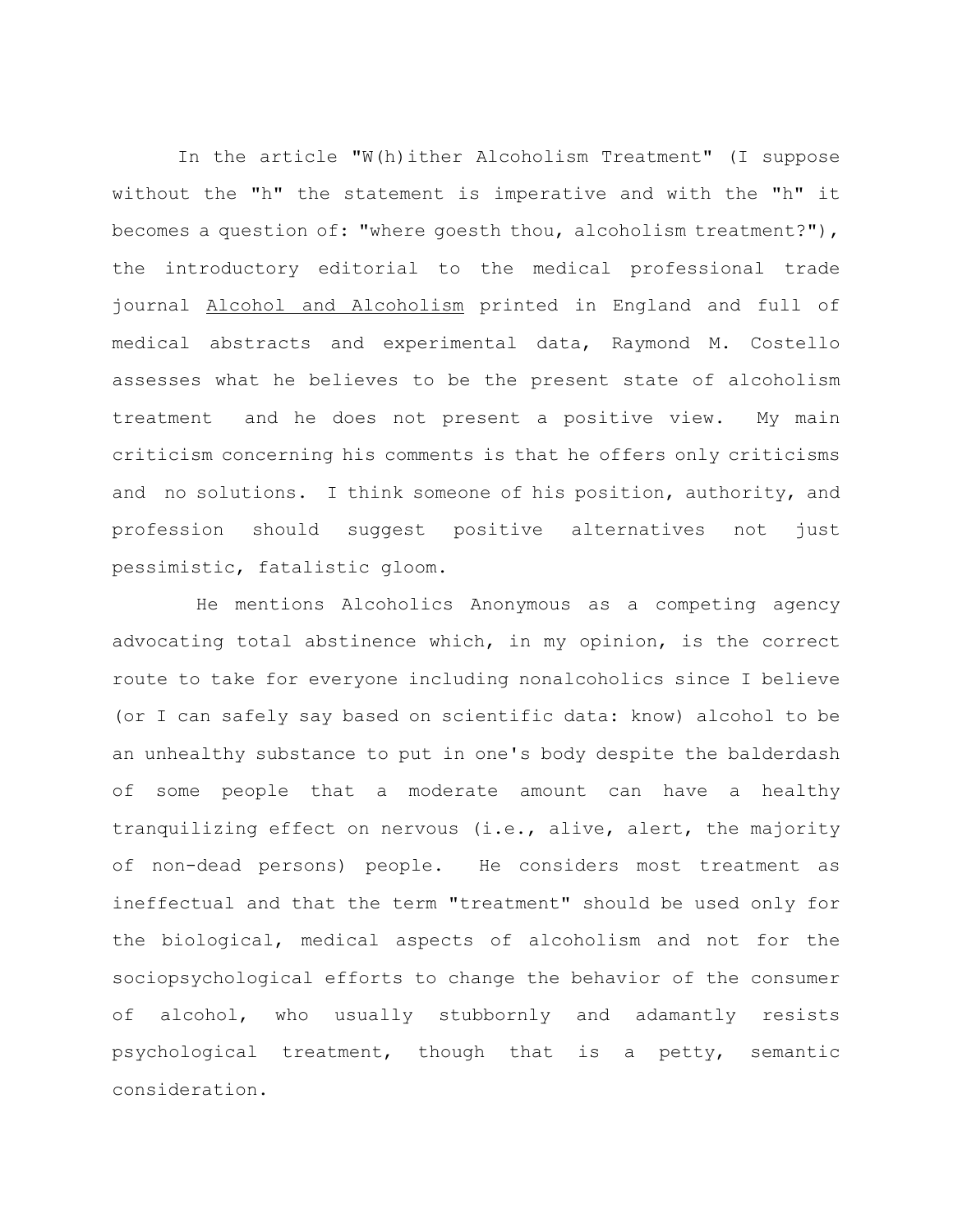In the article "W(h)ither Alcoholism Treatment" (I suppose without the "h" the statement is imperative and with the "h" it becomes a question of: "where goesth thou, alcoholism treatment?"), the introductory editorial to the medical professional trade journal <u>Alcohol and Alcoholism</u> printed in England and full of medical abstracts and experimental data, Raymond M. Costello assesses what he believes to be the present state of alcoholism treatment and he does not present a positive view. My main criticism concerning his comments is that he offers only criticisms and no solutions. I think someone of his position, authority, and profession should suggest positive alternatives not just pessimistic, fatalistic gloom.

He mentions Alcoholics Anonymous as a competing agency advocating total abstinence which, in my opinion, is the correct route to take for everyone including nonalcoholics since I believe (or I can safely say based on scientific data: know) alcohol to be an unhealthy substance to put in one's body despite the balderdash of some people that a moderate amount can have a healthy tranquilizing effect on nervous (i.e., alive, alert, the majority of non-dead persons) people. He considers most treatment as ineffectual and that the term "treatment" should be used only for the biological, medical aspects of alcoholism and not for the sociopsychological efforts to change the behavior of the consumer of alcohol, who usually stubbornly and adamantly resists psychological treatment, though that is a petty, semantic consideration.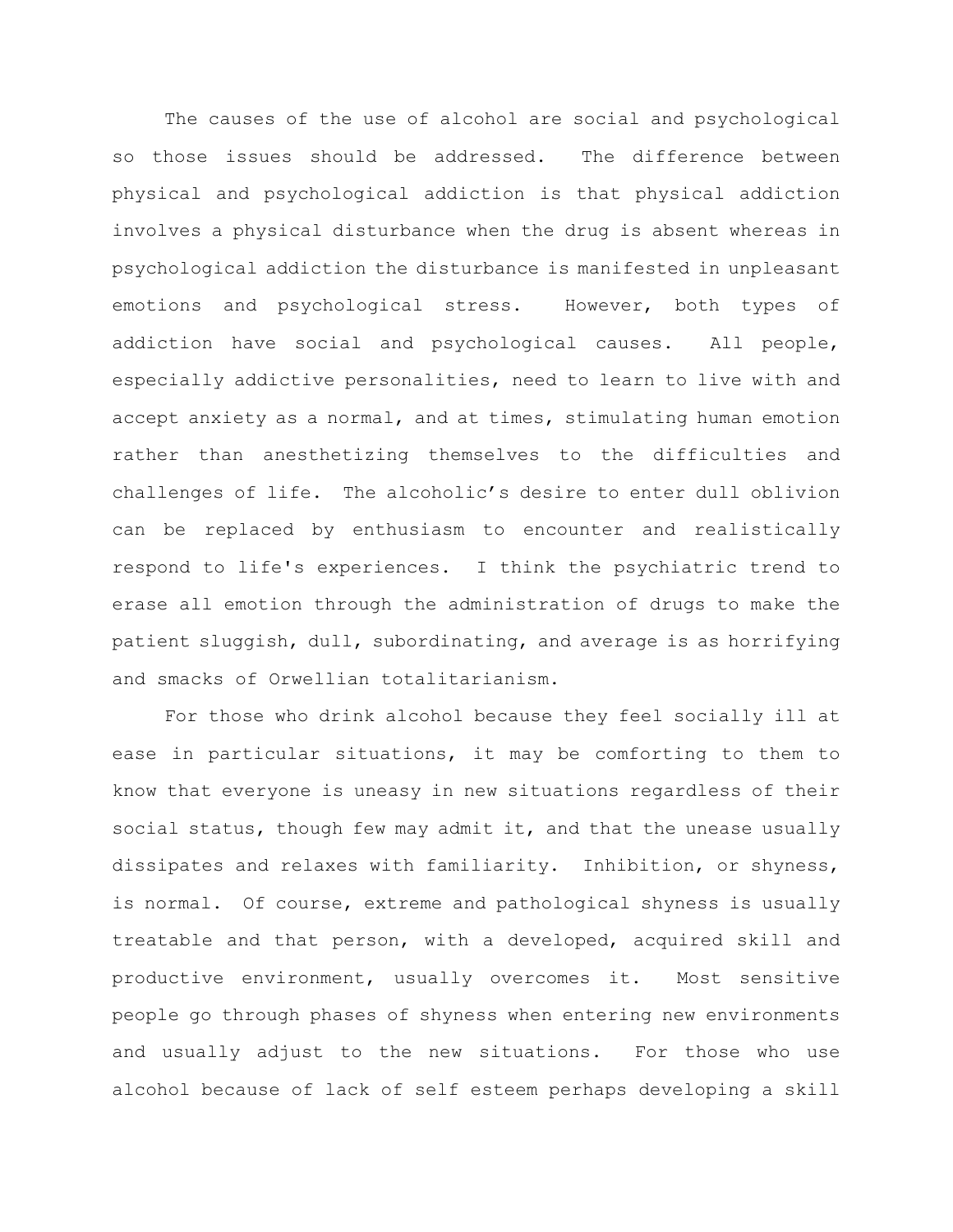The causes of the use of alcohol are social and psychological so those issues should be addressed. The difference between physical and psychological addiction is that physical addiction involves a physical disturbance when the drug is absent whereas in psychological addiction the disturbance is manifested in unpleasant emotions and psychological stress. However, both types of addiction have social and psychological causes. All people, especially addictive personalities, need to learn to live with and accept anxiety as a normal, and at times, stimulating human emotion rather than anesthetizing themselves to the difficulties and challenges of life. The alcoholic's desire to enter dull oblivion can be replaced by enthusiasm to encounter and realistically respond to life's experiences. I think the psychiatric trend to erase all emotion through the administration of drugs to make the patient sluggish, dull, subordinating, and average is as horrifying and smacks of Orwellian totalitarianism.

For those who drink alcohol because they feel socially ill at ease in particular situations, it may be comforting to them to know that everyone is uneasy in new situations regardless of their social status, though few may admit it, and that the unease usually dissipates and relaxes with familiarity. Inhibition, or shyness, is normal. Of course, extreme and pathological shyness is usually treatable and that person, with a developed, acquired skill and productive environment, usually overcomes it. Most sensitive people go through phases of shyness when entering new environments and usually adjust to the new situations. For those who use alcohol because of lack of self esteem perhaps developing a skill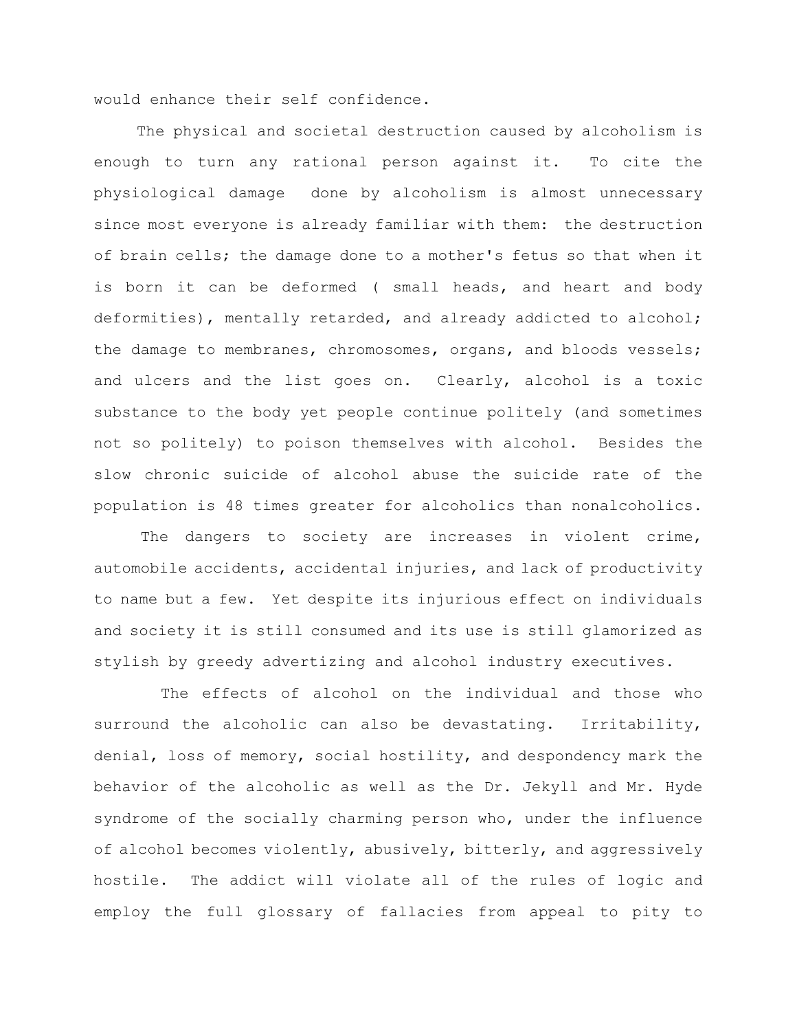would enhance their self confidence.

The physical and societal destruction caused by alcoholism is enough to turn any rational person against it. To cite the physiological damage done by alcoholism is almost unnecessary since most everyone is already familiar with them: the destruction of brain cells; the damage done to a mother's fetus so that when it is born it can be deformed ( small heads, and heart and body deformities), mentally retarded, and already addicted to alcohol; the damage to membranes, chromosomes, organs, and bloods vessels; and ulcers and the list goes on. Clearly, alcohol is a toxic substance to the body yet people continue politely (and sometimes not so politely) to poison themselves with alcohol. Besides the slow chronic suicide of alcohol abuse the suicide rate of the population is 48 times greater for alcoholics than nonalcoholics.

The dangers to society are increases in violent crime, automobile accidents, accidental injuries, and lack of productivity to name but a few. Yet despite its injurious effect on individuals and society it is still consumed and its use is still glamorized as stylish by greedy advertizing and alcohol industry executives.

The effects of alcohol on the individual and those who surround the alcoholic can also be devastating. Irritability, denial, loss of memory, social hostility, and despondency mark the behavior of the alcoholic as well as the Dr. Jekyll and Mr. Hyde syndrome of the socially charming person who, under the influence of alcohol becomes violently, abusively, bitterly, and aggressively hostile. The addict will violate all of the rules of logic and employ the full glossary of fallacies from appeal to pity to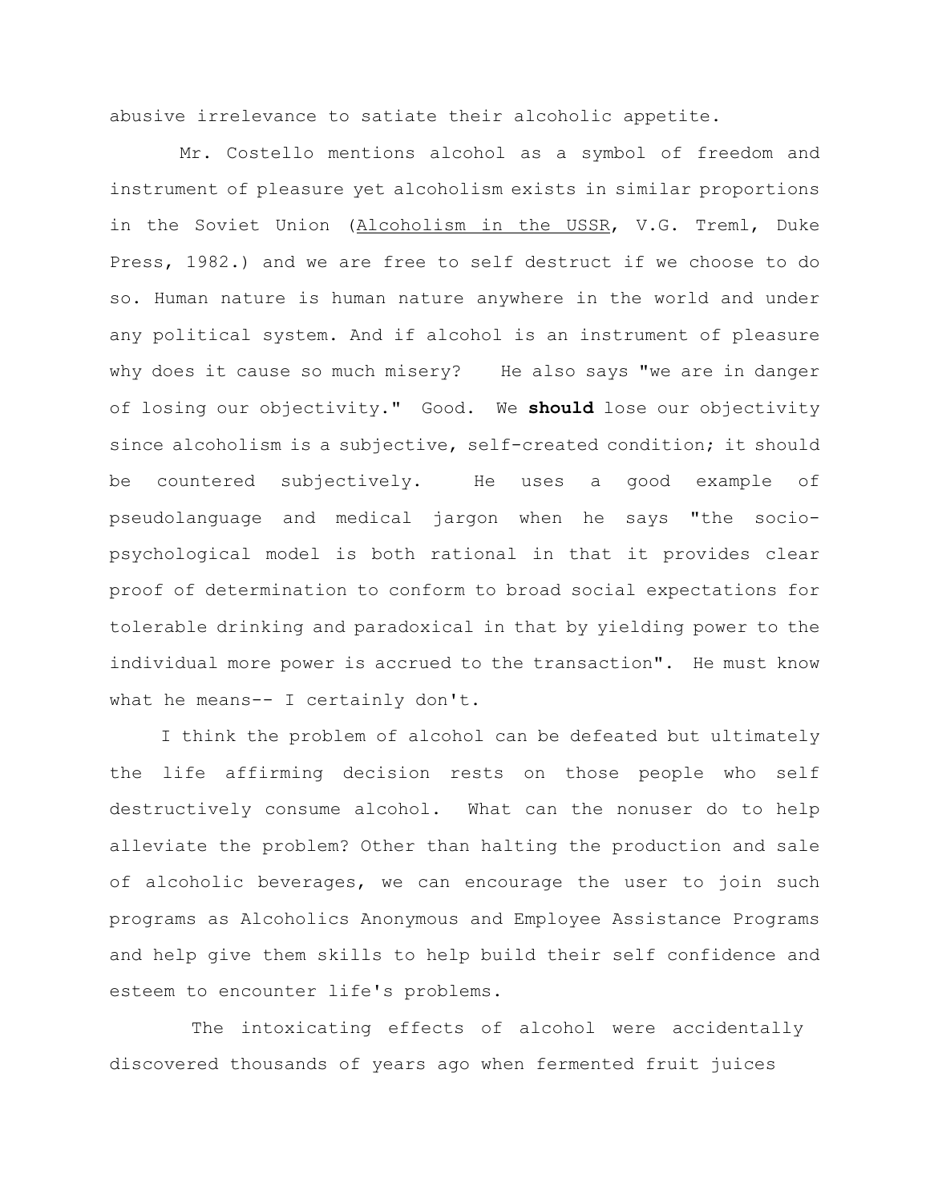abusive irrelevance to satiate their alcoholic appetite.

Mr. Costello mentions alcohol as a symbol of freedom and instrument of pleasure yet alcoholism exists in similar proportions in the Soviet Union (<u>Alcoholism in the USSR</u>, V.G. Treml, Duke Press, 1982.) and we are free to self destruct if we choose to do so. Human nature is human nature anywhere in the world and under any political system. And if alcohol is an instrument of pleasure why does it cause so much misery? He also says "we are in danger of losing our objectivity." Good. We **should** lose our objectivity since alcoholism is a subjective, self-created condition; it should be countered subjectively. He uses a good example of pseudolanguage and medical jargon when he says "the socio-psychological model is both rational in that it provides clear proof of determination to conform to broad social expectations for tolerable drinking and paradoxical in that by yielding power to the individual more power is accrued to the transaction". He must know what he means-- I certainly don't.

I think the problem of alcohol can be defeated but ultimately the life affirming decision rests on those people who self destructively consume alcohol. What can the nonuser do to help alleviate the problem? Other than halting the production and sale of alcoholic beverages, we can encourage the user to join such programs as Alcoholics Anonymous and Employee Assistance Programs and help give them skills to help build their self confidence and esteem to encounter life's problems.

The intoxicating effects of alcohol were accidentally discovered thousands of years ago when fermented fruit juices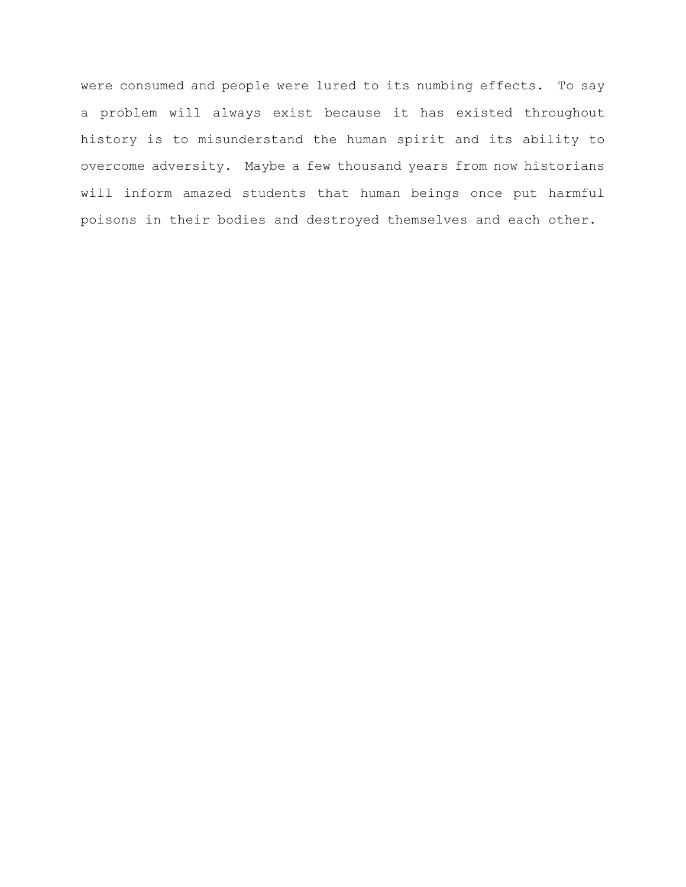were consumed and people were lured to its numbing effects. To say a problem will always exist because it has existed throughout history is to misunderstand the human spirit and its ability to overcome adversity. Maybe a few thousand years from now historians will inform amazed students that human beings once put harmful poisons in their bodies and destroyed themselves and each other.